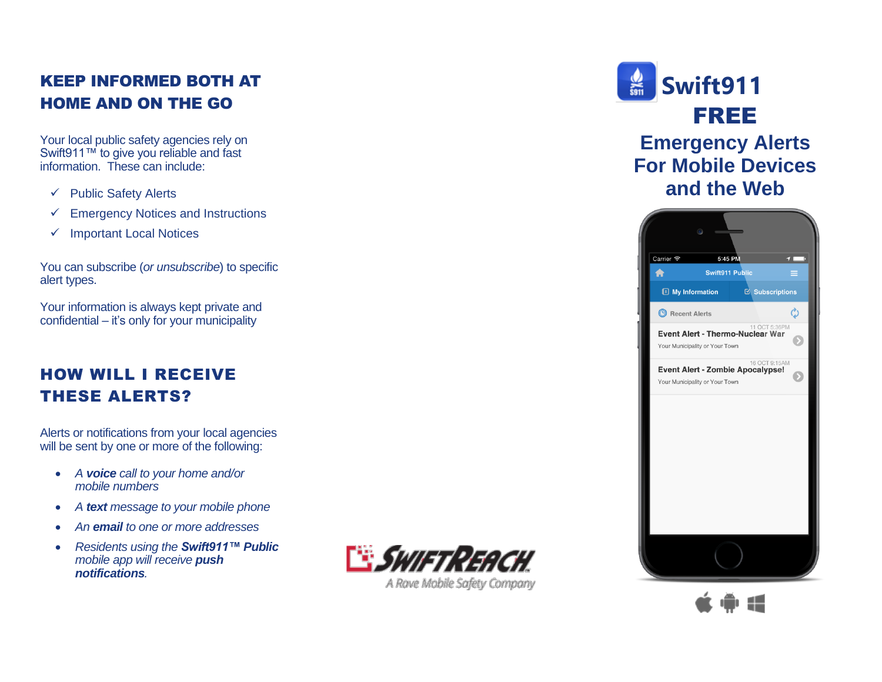## KEEP INFORMED BOTH AT HOME AND ON THE GO

Your local public safety agencies rely on Swift911™ to give you reliable and fast information. These can include:

- ✓ Public Safety Alerts
- ✓ Emergency Notices and Instructions
- ✓ Important Local Notices

You can subscribe (*or unsubscribe*) to specific alert types.

Your information is always kept private and confidential – it's only for your municipality

## HOW WILL I RECEIVE THESE ALERTS?

Alerts or notifications from your local agencies will be sent by one or more of the following:

- *A **voice** call to your home and/or mobile numbers*
- *A **text** message to your mobile phone*
- *An **email** to one or more addresses*
- *Residents using the **Swift911™ Public** mobile app will receive **push notifications**.*

SWIFTREACH
A Rave Mobile Safety Company

# Swift911

# FREE

## Emergency Alerts For Mobile Devices and the Web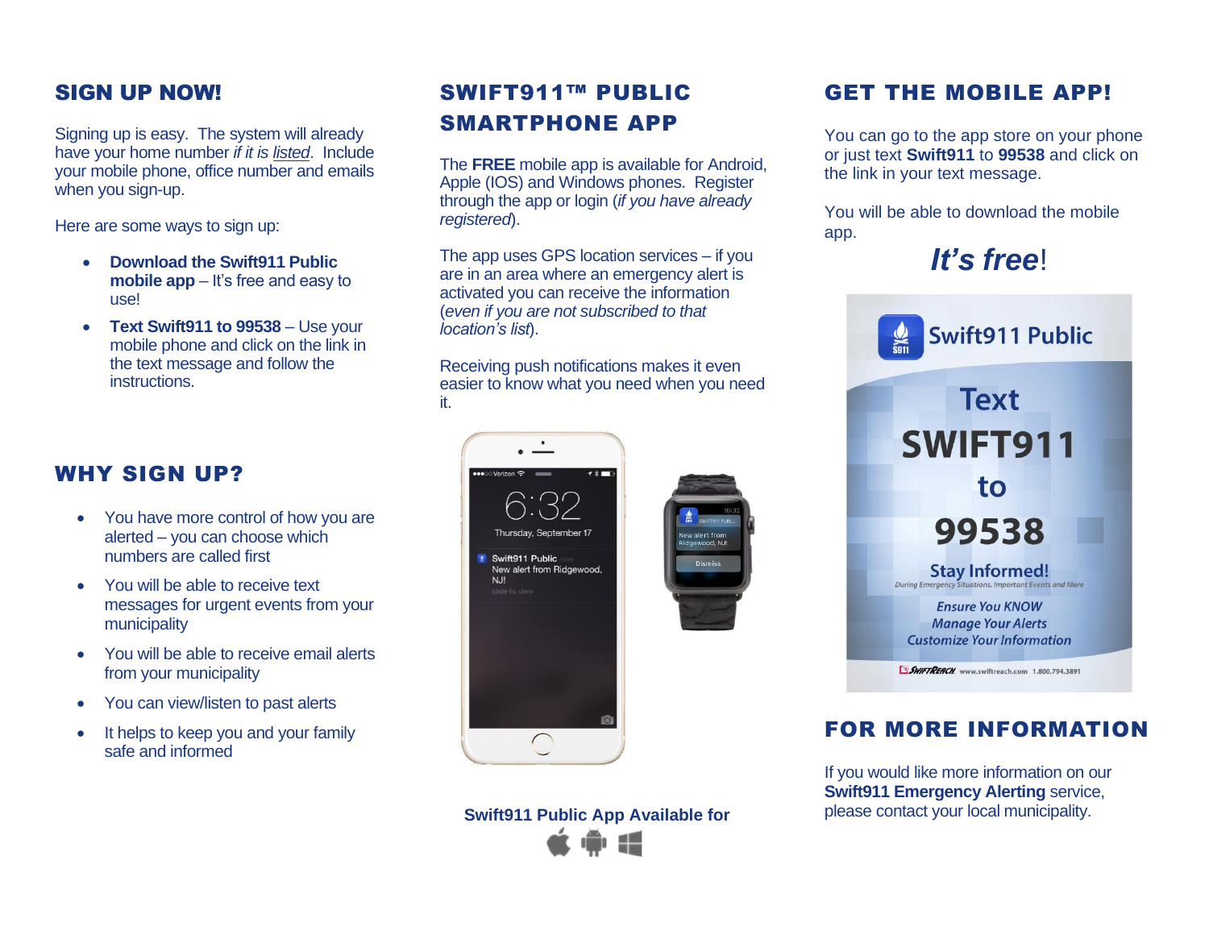## SIGN UP NOW!

Signing up is easy. The system will already have your home number *if it is listed*. Include your mobile phone, office number and emails when you sign-up.

Here are some ways to sign up:

- **Download the Swift911 Public mobile app** – It's free and easy to use!
- **Text Swift911 to 99538** – Use your mobile phone and click on the link in the text message and follow the instructions.

## WHY SIGN UP?

- You have more control of how you are alerted – you can choose which numbers are called first
- You will be able to receive text messages for urgent events from your municipality
- You will be able to receive email alerts from your municipality
- You can view/listen to past alerts
- It helps to keep you and your family safe and informed

## SWIFT911™ PUBLIC SMARTPHONE APP

The **FREE** mobile app is available for Android, Apple (IOS) and Windows phones. Register through the app or login (*if you have already registered*).

The app uses GPS location services – if you are in an area where an emergency alert is activated you can receive the information (*even if you are not subscribed to that location's list*).

Receiving push notifications makes it even easier to know what you need when you need it.

**Swift911 Public App Available for**

## GET THE MOBILE APP!

You can go to the app store on your phone or just text **Swift911** to **99538** and click on the link in your text message.

You will be able to download the mobile app.

***It's free!***

## FOR MORE INFORMATION

If you would like more information on our **Swift911 Emergency Alerting** service, please contact your local municipality.